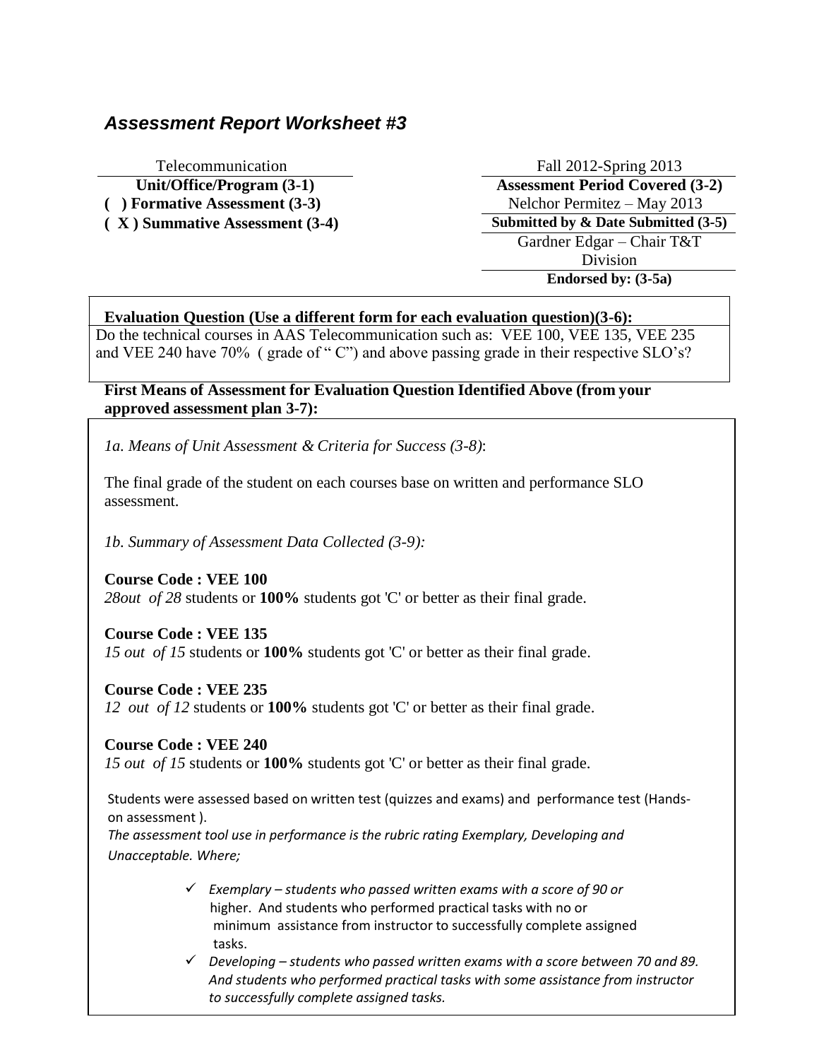## *Assessment Report Worksheet #3*

| Telecommunication | Fall 2012-Spring 2013 |
|---|---|
| **Unit/Office/Program (3-1)** | **Assessment Period Covered (3-2)** |
| **( ) Formative Assessment (3-3)** | Nelchor Permitez – May 2013 |
| **( X ) Summative Assessment (3-4)** | **Submitted by & Date Submitted (3-5)** |
| | Gardner Edgar – Chair T&T Division |
| | **Endorsed by: (3-5a)** |

**Evaluation Question (Use a different form for each evaluation question)(3-6):**

Do the technical courses in AAS Telecommunication such as: VEE 100, VEE 135, VEE 235 and VEE 240 have 70% ( grade of " C") and above passing grade in their respective SLO's?

**First Means of Assessment for Evaluation Question Identified Above (from your approved assessment plan 3-7):**

*1a. Means of Unit Assessment & Criteria for Success (3-8)*:

The final grade of the student on each courses base on written and performance SLO assessment.

*1b. Summary of Assessment Data Collected (3-9):*

**Course Code : VEE 100**
*28out of 28* students or **100%** students got 'C' or better as their final grade.

**Course Code : VEE 135**
*15 out of 15* students or **100%** students got 'C' or better as their final grade.

**Course Code : VEE 235**
*12 out of 12* students or **100%** students got 'C' or better as their final grade.

**Course Code : VEE 240**
*15 out of 15* students or **100%** students got 'C' or better as their final grade.

Students were assessed based on written test (quizzes and exams) and performance test (Hands-on assessment ).
*The assessment tool use in performance is the rubric rating Exemplary, Developing and Unacceptable. Where;*

- ✓ *Exemplary – students who passed written exams with a score of 90 or* higher. And students who performed practical tasks with no or minimum assistance from instructor to successfully complete assigned tasks.
- ✓ *Developing – students who passed written exams with a score between 70 and 89. And students who performed practical tasks with some assistance from instructor to successfully complete assigned tasks.*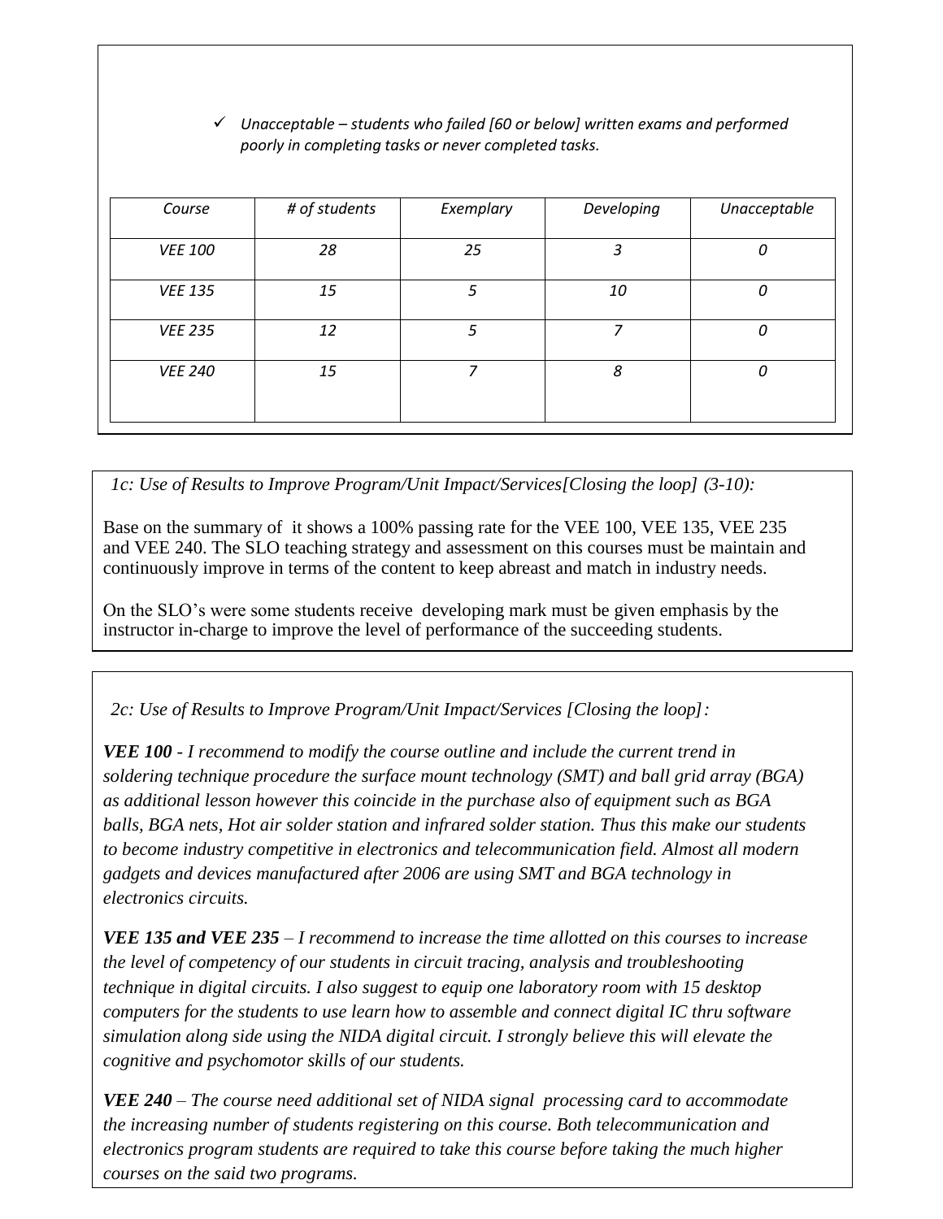- ✓ *Unacceptable – students who failed [60 or below] written exams and performed poorly in completing tasks or never completed tasks.*

| *Course* | *# of students* | *Exemplary* | *Developing* | *Unacceptable* |
|---|---|---|---|---|
| *VEE 100* | *28* | *25* | *3* | *0* |
| *VEE 135* | *15* | *5* | *10* | *0* |
| *VEE 235* | *12* | *5* | *7* | *0* |
| *VEE 240* | *15* | *7* | *8* | *0* |

*1c: Use of Results to Improve Program/Unit Impact/Services[Closing the loop] (3-10):*

Base on the summary of it shows a 100% passing rate for the VEE 100, VEE 135, VEE 235 and VEE 240. The SLO teaching strategy and assessment on this courses must be maintain and continuously improve in terms of the content to keep abreast and match in industry needs.

On the SLO's were some students receive developing mark must be given emphasis by the instructor in-charge to improve the level of performance of the succeeding students.

*2c: Use of Results to Improve Program/Unit Impact/Services [Closing the loop]:*

***VEE 100*** *- I recommend to modify the course outline and include the current trend in soldering technique procedure the surface mount technology (SMT) and ball grid array (BGA) as additional lesson however this coincide in the purchase also of equipment such as BGA balls, BGA nets, Hot air solder station and infrared solder station. Thus this make our students to become industry competitive in electronics and telecommunication field. Almost all modern gadgets and devices manufactured after 2006 are using SMT and BGA technology in electronics circuits.*

***VEE 135 and VEE 235*** *– I recommend to increase the time allotted on this courses to increase the level of competency of our students in circuit tracing, analysis and troubleshooting technique in digital circuits. I also suggest to equip one laboratory room with 15 desktop computers for the students to use learn how to assemble and connect digital IC thru software simulation along side using the NIDA digital circuit. I strongly believe this will elevate the cognitive and psychomotor skills of our students.*

***VEE 240*** *– The course need additional set of NIDA signal processing card to accommodate the increasing number of students registering on this course. Both telecommunication and electronics program students are required to take this course before taking the much higher courses on the said two programs.*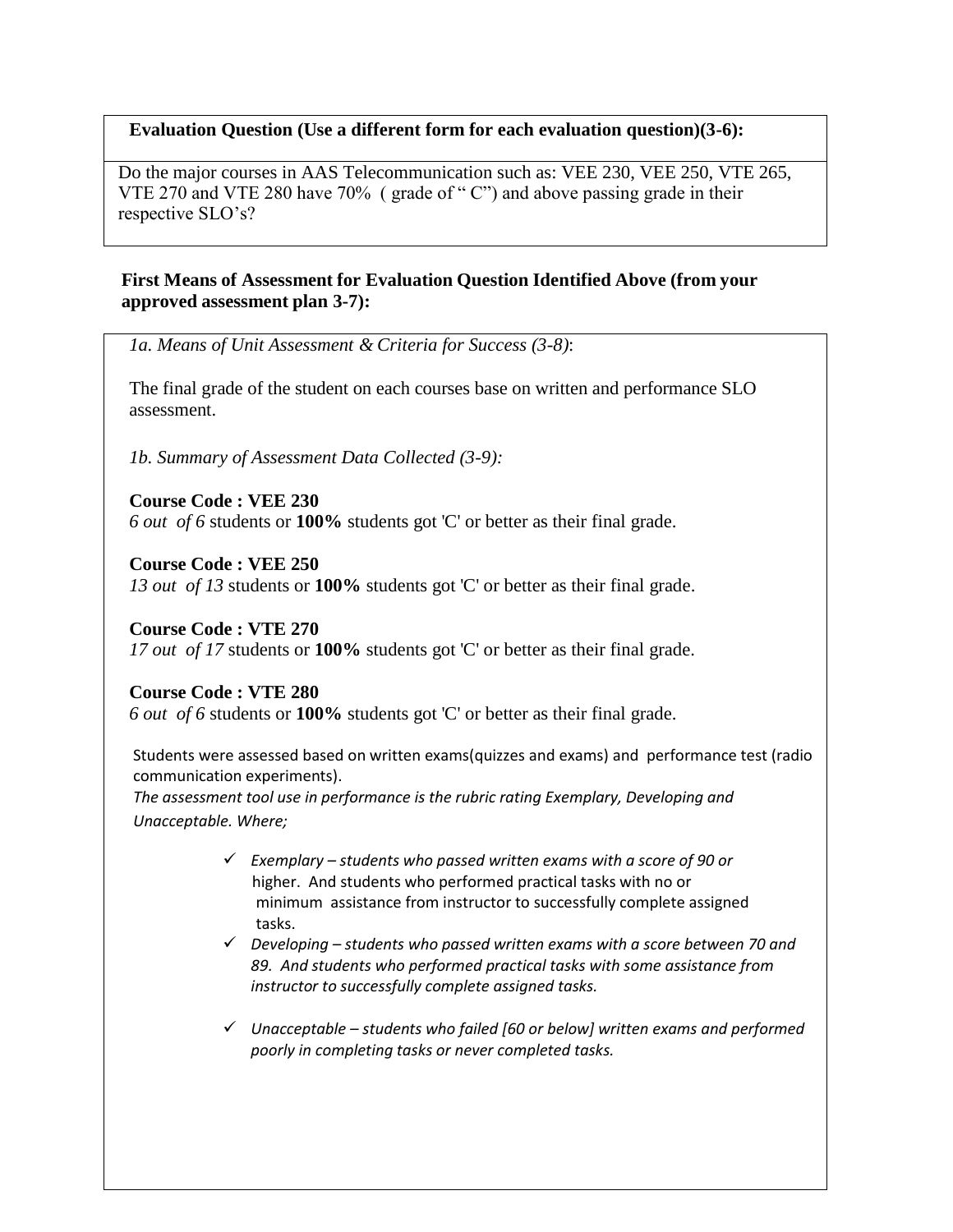**Evaluation Question (Use a different form for each evaluation question)(3-6):**

Do the major courses in AAS Telecommunication such as: VEE 230, VEE 250, VTE 265, VTE 270 and VTE 280 have 70% ( grade of " C") and above passing grade in their respective SLO's?

**First Means of Assessment for Evaluation Question Identified Above (from your approved assessment plan 3-7):**

*1a. Means of Unit Assessment & Criteria for Success (3-8)*:

The final grade of the student on each courses base on written and performance SLO assessment.

*1b. Summary of Assessment Data Collected (3-9):*

**Course Code : VEE 230**
*6 out of 6* students or **100%** students got 'C' or better as their final grade.

**Course Code : VEE 250**
*13 out of 13* students or **100%** students got 'C' or better as their final grade.

**Course Code : VTE 270**
*17 out of 17* students or **100%** students got 'C' or better as their final grade.

**Course Code : VTE 280**
*6 out of 6* students or **100%** students got 'C' or better as their final grade.

Students were assessed based on written exams(quizzes and exams) and performance test (radio communication experiments).
*The assessment tool use in performance is the rubric rating Exemplary, Developing and Unacceptable. Where;*

- ✓ *Exemplary – students who passed written exams with a score of 90 or* higher. And students who performed practical tasks with no or minimum assistance from instructor to successfully complete assigned tasks.
- ✓ *Developing – students who passed written exams with a score between 70 and 89. And students who performed practical tasks with some assistance from instructor to successfully complete assigned tasks.*
- ✓ *Unacceptable – students who failed [60 or below] written exams and performed poorly in completing tasks or never completed tasks.*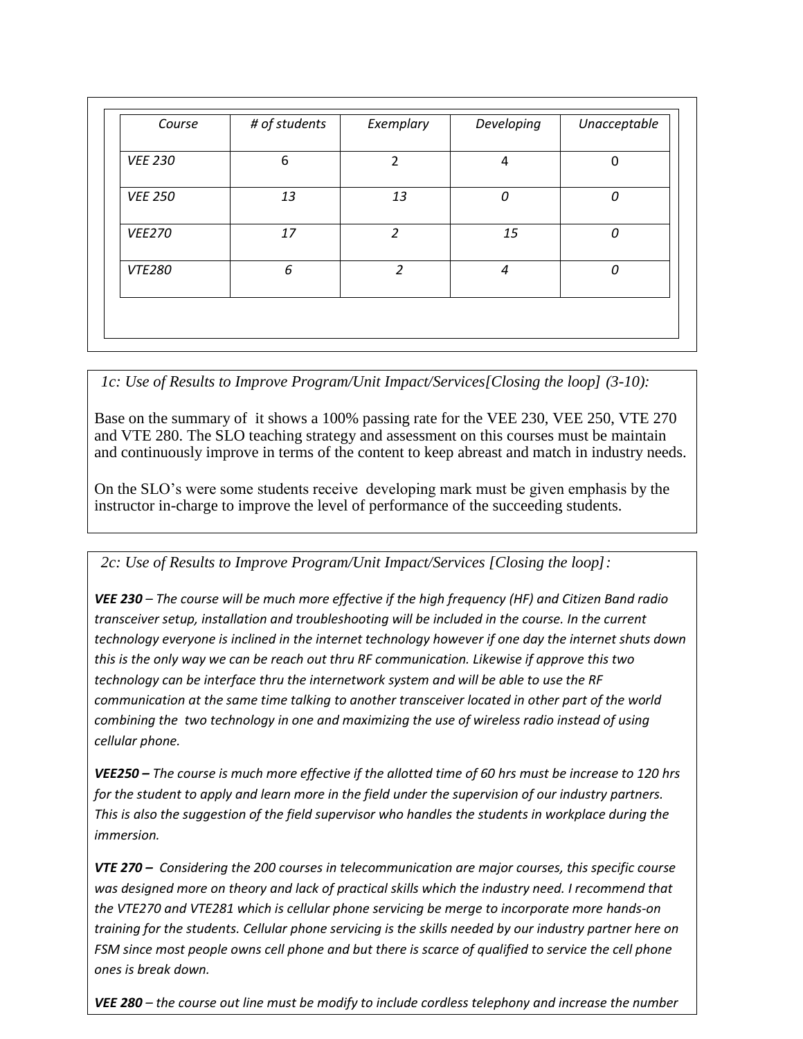| Course | # of students | Exemplary | Developing | Unacceptable |
|---|---|---|---|---|
| *VEE 230* | 6 | 2 | 4 | 0 |
| *VEE 250* | *13* | *13* | *0* | *0* |
| *VEE270* | *17* | *2* | *15* | *0* |
| *VTE280* | *6* | *2* | *4* | *0* |

*1c: Use of Results to Improve Program/Unit Impact/Services[Closing the loop] (3-10):*

Base on the summary of it shows a 100% passing rate for the VEE 230, VEE 250, VTE 270 and VTE 280. The SLO teaching strategy and assessment on this courses must be maintain and continuously improve in terms of the content to keep abreast and match in industry needs.

On the SLO's were some students receive developing mark must be given emphasis by the instructor in-charge to improve the level of performance of the succeeding students.

*2c: Use of Results to Improve Program/Unit Impact/Services [Closing the loop]:*

***VEE 230*** *– The course will be much more effective if the high frequency (HF) and Citizen Band radio transceiver setup, installation and troubleshooting will be included in the course. In the current technology everyone is inclined in the internet technology however if one day the internet shuts down this is the only way we can be reach out thru RF communication. Likewise if approve this two technology can be interface thru the internetwork system and will be able to use the RF communication at the same time talking to another transceiver located in other part of the world combining the two technology in one and maximizing the use of wireless radio instead of using cellular phone.*

***VEE250 –*** *The course is much more effective if the allotted time of 60 hrs must be increase to 120 hrs for the student to apply and learn more in the field under the supervision of our industry partners. This is also the suggestion of the field supervisor who handles the students in workplace during the immersion.*

***VTE 270 –*** *Considering the 200 courses in telecommunication are major courses, this specific course was designed more on theory and lack of practical skills which the industry need. I recommend that the VTE270 and VTE281 which is cellular phone servicing be merge to incorporate more hands-on training for the students. Cellular phone servicing is the skills needed by our industry partner here on FSM since most people owns cell phone and but there is scarce of qualified to service the cell phone ones is break down.*

***VEE 280*** *– the course out line must be modify to include cordless telephony and increase the number*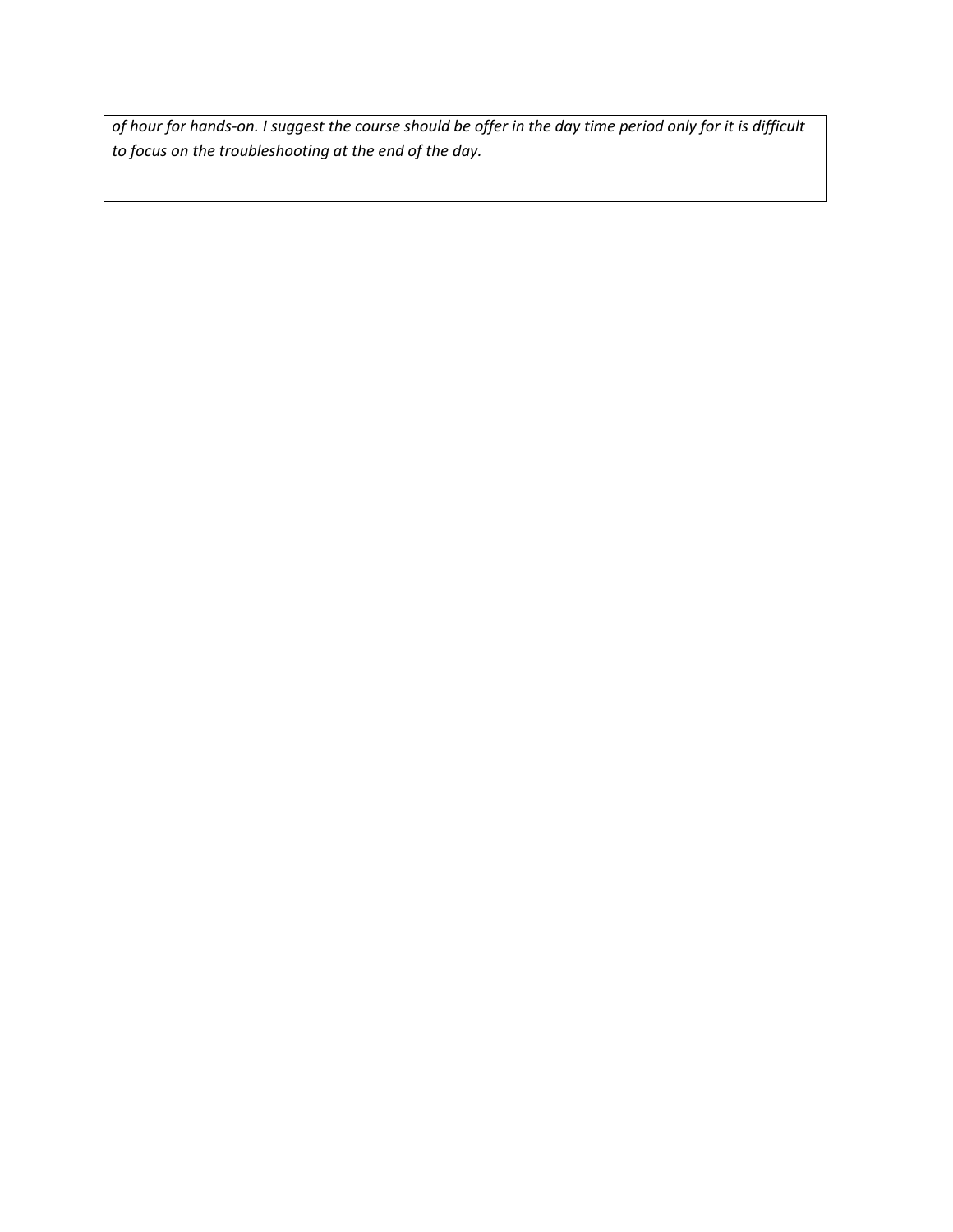*of hour for hands-on. I suggest the course should be offer in the day time period only for it is difficult to focus on the troubleshooting at the end of the day.*